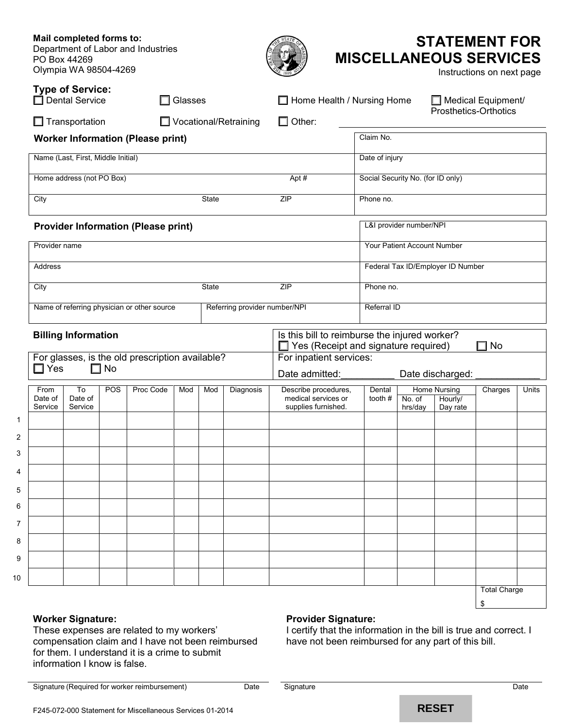**Mail completed forms to:**
Department of Labor and Industries
PO Box 44269
Olympia WA 98504-4269

# STATEMENT FOR MISCELLANEOUS SERVICES

Instructions on next page

## Type of Service:

☐ Dental Service ☐ Glasses ☐ Home Health / Nursing Home ☐ Medical Equipment/ Prosthetics-Orthotics

☐ Transportation ☐ Vocational/Retraining ☐ Other: ____________________

## Worker Information (Please print)

| | | | |
|---|---|---|---|
| Name (Last, First, Middle Initial) | | | Claim No. |
| | | | Date of injury |
| Home address (not PO Box) | | Apt # | Social Security No. (for ID only) |
| City | State | ZIP | Phone no. |

## Provider Information (Please print)

| | | | |
|---|---|---|---|
| | | | L&I provider number/NPI |
| Provider name | | | Your Patient Account Number |
| Address | | | Federal Tax ID/Employer ID Number |
| City | State | ZIP | Phone no. |
| Name of referring physician or other source | Referring provider number/NPI | | Referral ID |

## Billing Information

Is this bill to reimburse the injured worker?
☐ Yes (Receipt and signature required) ☐ No

For glasses, is the old prescription available?
☐ Yes ☐ No

For inpatient services:
Date admitted:__________ Date discharged: ____________

| | From Date of Service | To Date of Service | POS | Proc Code | Mod | Mod | Diagnosis | Describe procedures, medical services or supplies furnished. | Dental tooth # | Home Nursing | | Charges | Units |
|---|---|---|---|---|---|---|---|---|---|---|---|---|---|
| | | | | | | | | | | No. of hrs/day | Hourly/ Day rate | | |
| 1 | | | | | | | | | | | | | |
| 2 | | | | | | | | | | | | | |
| 3 | | | | | | | | | | | | | |
| 4 | | | | | | | | | | | | | |
| 5 | | | | | | | | | | | | | |
| 6 | | | | | | | | | | | | | |
| 7 | | | | | | | | | | | | | |
| 8 | | | | | | | | | | | | | |
| 9 | | | | | | | | | | | | | |
| 10 | | | | | | | | | | | | | |
| | | | | | | | | | | | | Total Charge $ | |

**Worker Signature:**
These expenses are related to my workers' compensation claim and I have not been reimbursed for them. I understand it is a crime to submit information I know is false.

_________________________________________
Signature (Required for worker reimbursement) Date

**Provider Signature:**
I certify that the information in the bill is true and correct. I have not been reimbursed for any part of this bill.

_________________________________________
Signature Date

F245-072-000 Statement for Miscellaneous Services 01-2014

RESET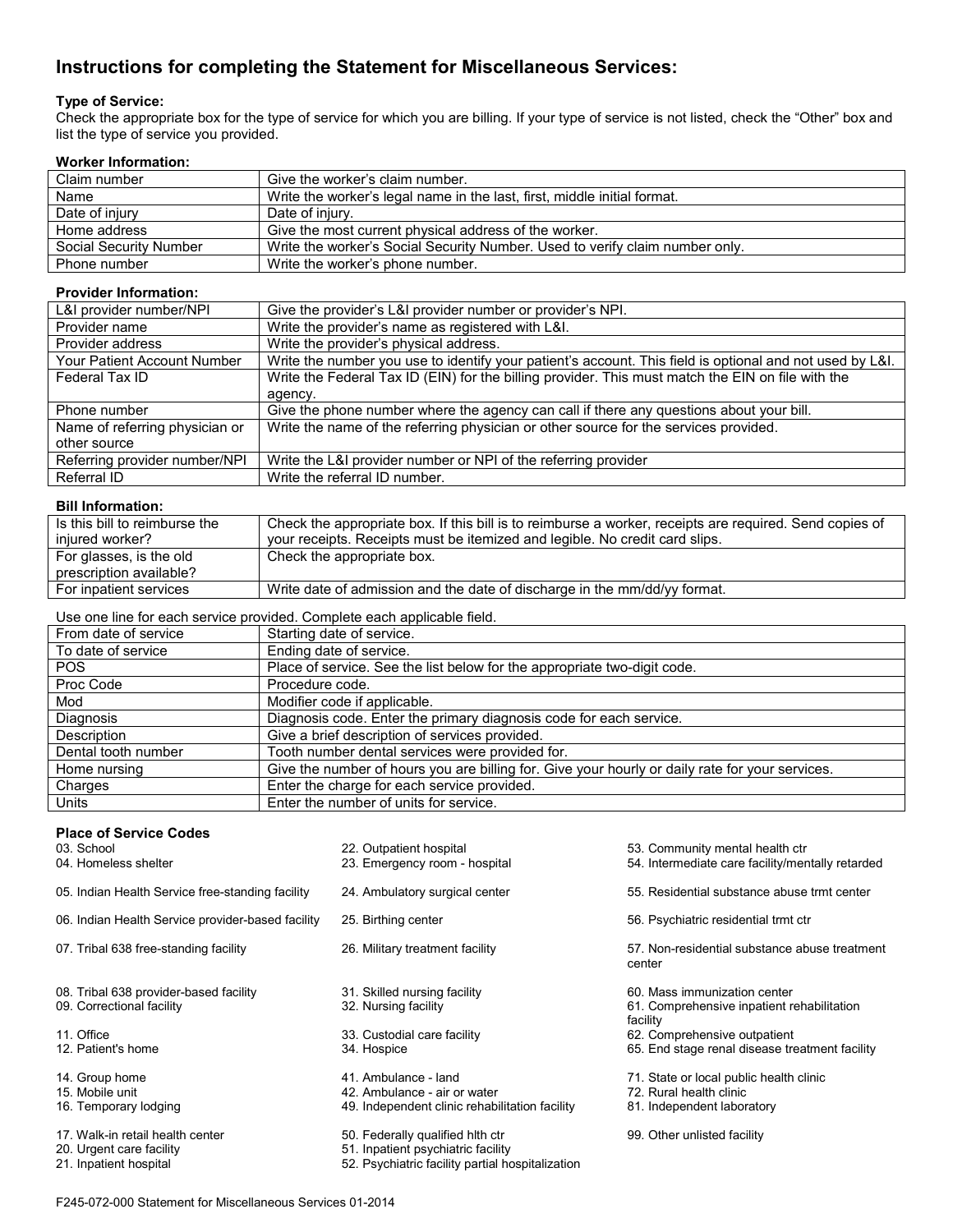## Instructions for completing the Statement for Miscellaneous Services:

**Type of Service:**

Check the appropriate box for the type of service for which you are billing. If your type of service is not listed, check the "Other" box and list the type of service you provided.

**Worker Information:**

| | |
|---|---|
| Claim number | Give the worker's claim number. |
| Name | Write the worker's legal name in the last, first, middle initial format. |
| Date of injury | Date of injury. |
| Home address | Give the most current physical address of the worker. |
| Social Security Number | Write the worker's Social Security Number. Used to verify claim number only. |
| Phone number | Write the worker's phone number. |

**Provider Information:**

| | |
|---|---|
| L&I provider number/NPI | Give the provider's L&I provider number or provider's NPI. |
| Provider name | Write the provider's name as registered with L&I. |
| Provider address | Write the provider's physical address. |
| Your Patient Account Number | Write the number you use to identify your patient's account. This field is optional and not used by L&I. |
| Federal Tax ID | Write the Federal Tax ID (EIN) for the billing provider. This must match the EIN on file with the agency. |
| Phone number | Give the phone number where the agency can call if there any questions about your bill. |
| Name of referring physician or other source | Write the name of the referring physician or other source for the services provided. |
| Referring provider number/NPI | Write the L&I provider number or NPI of the referring provider |
| Referral ID | Write the referral ID number. |

**Bill Information:**

| | |
|---|---|
| Is this bill to reimburse the injured worker? | Check the appropriate box. If this bill is to reimburse a worker, receipts are required. Send copies of your receipts. Receipts must be itemized and legible. No credit card slips. |
| For glasses, is the old prescription available? | Check the appropriate box. |
| For inpatient services | Write date of admission and the date of discharge in the mm/dd/yy format. |

Use one line for each service provided. Complete each applicable field.

| | |
|---|---|
| From date of service | Starting date of service. |
| To date of service | Ending date of service. |
| POS | Place of service. See the list below for the appropriate two-digit code. |
| Proc Code | Procedure code. |
| Mod | Modifier code if applicable. |
| Diagnosis | Diagnosis code. Enter the primary diagnosis code for each service. |
| Description | Give a brief description of services provided. |
| Dental tooth number | Tooth number dental services were provided for. |
| Home nursing | Give the number of hours you are billing for. Give your hourly or daily rate for your services. |
| Charges | Enter the charge for each service provided. |
| Units | Enter the number of units for service. |

**Place of Service Codes**

03. School
04. Homeless shelter
05. Indian Health Service free-standing facility
06. Indian Health Service provider-based facility
07. Tribal 638 free-standing facility
08. Tribal 638 provider-based facility
09. Correctional facility
11. Office
12. Patient's home
14. Group home
15. Mobile unit
16. Temporary lodging
17. Walk-in retail health center
20. Urgent care facility
21. Inpatient hospital
22. Outpatient hospital
23. Emergency room - hospital
24. Ambulatory surgical center
25. Birthing center
26. Military treatment facility
31. Skilled nursing facility
32. Nursing facility
33. Custodial care facility
34. Hospice
41. Ambulance - land
42. Ambulance - air or water
49. Independent clinic rehabilitation facility
50. Federally qualified hlth ctr
51. Inpatient psychiatric facility
52. Psychiatric facility partial hospitalization
53. Community mental health ctr
54. Intermediate care facility/mentally retarded
55. Residential substance abuse trmt center
56. Psychiatric residential trmt ctr
57. Non-residential substance abuse treatment center
60. Mass immunization center
61. Comprehensive inpatient rehabilitation facility
62. Comprehensive outpatient
65. End stage renal disease treatment facility
71. State or local public health clinic
72. Rural health clinic
81. Independent laboratory
99. Other unlisted facility